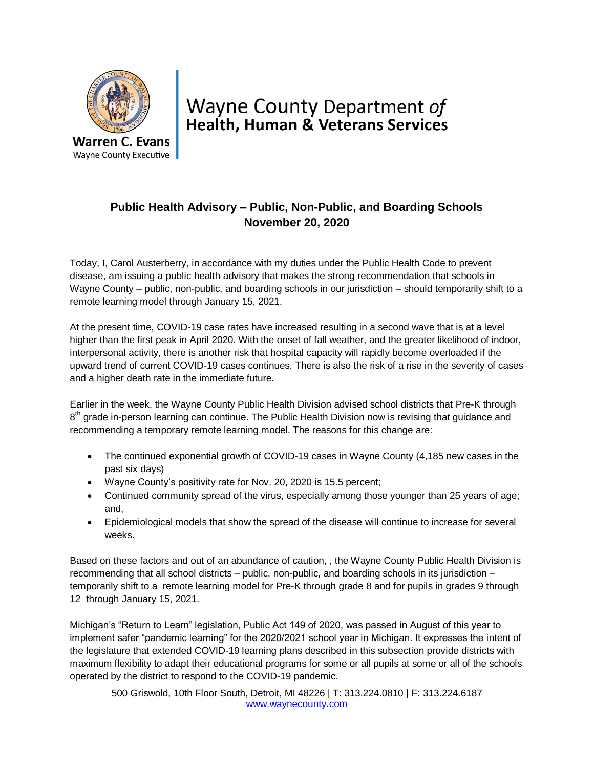Warren C. Evans
Wayne County Executive

Wayne County Department *of*
**Health, Human & Veterans Services**

## Public Health Advisory – Public, Non-Public, and Boarding Schools
## November 20, 2020

Today, I, Carol Austerberry, in accordance with my duties under the Public Health Code to prevent disease, am issuing a public health advisory that makes the strong recommendation that schools in Wayne County – public, non-public, and boarding schools in our jurisdiction – should temporarily shift to a remote learning model through January 15, 2021.

At the present time, COVID-19 case rates have increased resulting in a second wave that is at a level higher than the first peak in April 2020. With the onset of fall weather, and the greater likelihood of indoor, interpersonal activity, there is another risk that hospital capacity will rapidly become overloaded if the upward trend of current COVID-19 cases continues. There is also the risk of a rise in the severity of cases and a higher death rate in the immediate future.

Earlier in the week, the Wayne County Public Health Division advised school districts that Pre-K through 8th grade in-person learning can continue. The Public Health Division now is revising that guidance and recommending a temporary remote learning model. The reasons for this change are:

- The continued exponential growth of COVID-19 cases in Wayne County (4,185 new cases in the past six days)
- Wayne County's positivity rate for Nov. 20, 2020 is 15.5 percent;
- Continued community spread of the virus, especially among those younger than 25 years of age; and,
- Epidemiological models that show the spread of the disease will continue to increase for several weeks.

Based on these factors and out of an abundance of caution, , the Wayne County Public Health Division is recommending that all school districts – public, non-public, and boarding schools in its jurisdiction – temporarily shift to a remote learning model for Pre-K through grade 8 and for pupils in grades 9 through 12 through January 15, 2021.

Michigan's "Return to Learn" legislation, Public Act 149 of 2020, was passed in August of this year to implement safer "pandemic learning" for the 2020/2021 school year in Michigan. It expresses the intent of the legislature that extended COVID-19 learning plans described in this subsection provide districts with maximum flexibility to adapt their educational programs for some or all pupils at some or all of the schools operated by the district to respond to the COVID-19 pandemic.

500 Griswold, 10th Floor South, Detroit, MI 48226 | T: 313.224.0810 | F: 313.224.6187
www.waynecounty.com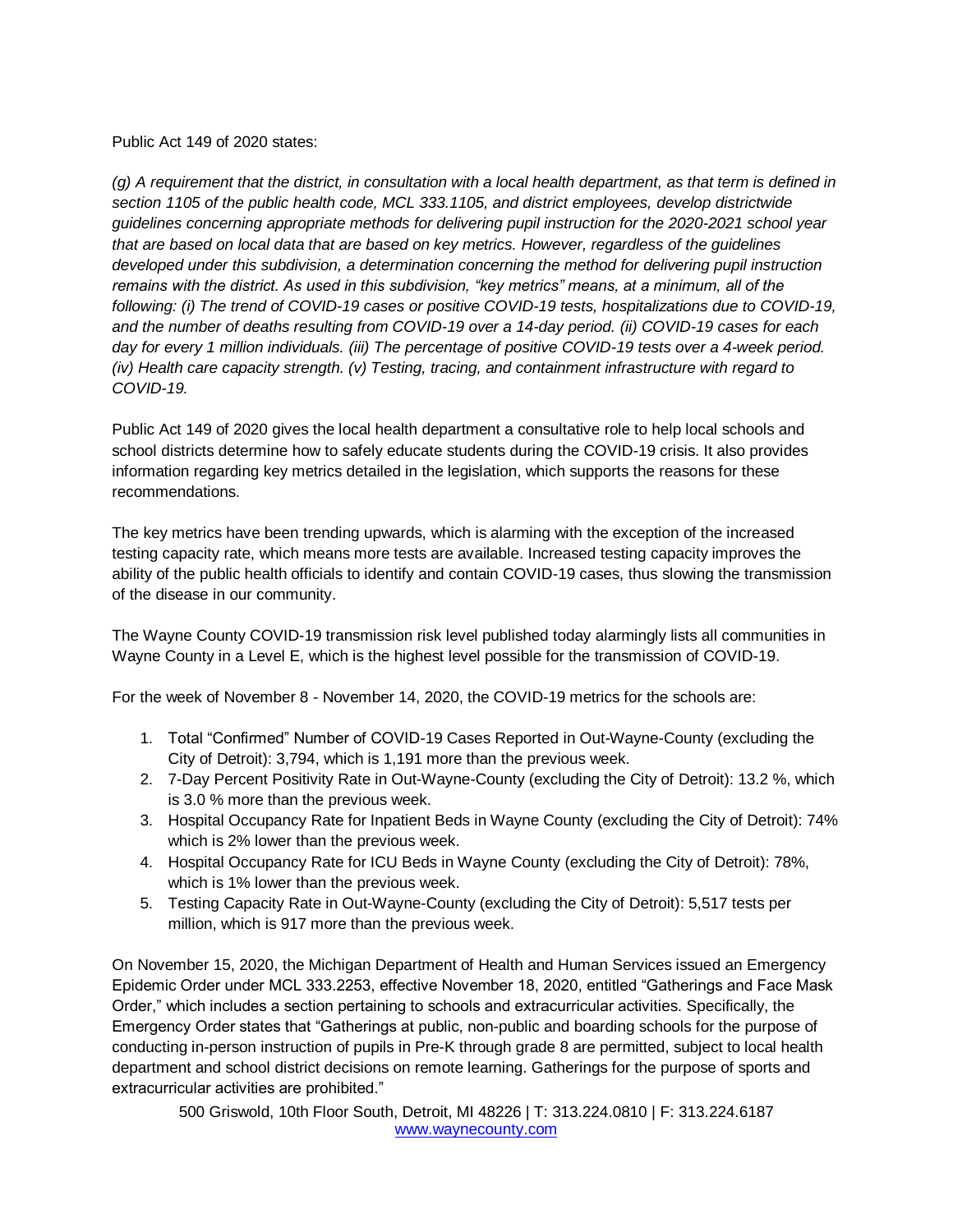Public Act 149 of 2020 states:

*(g) A requirement that the district, in consultation with a local health department, as that term is defined in section 1105 of the public health code, MCL 333.1105, and district employees, develop districtwide guidelines concerning appropriate methods for delivering pupil instruction for the 2020-2021 school year that are based on local data that are based on key metrics. However, regardless of the guidelines developed under this subdivision, a determination concerning the method for delivering pupil instruction remains with the district. As used in this subdivision, "key metrics" means, at a minimum, all of the following: (i) The trend of COVID-19 cases or positive COVID-19 tests, hospitalizations due to COVID-19, and the number of deaths resulting from COVID-19 over a 14-day period. (ii) COVID-19 cases for each day for every 1 million individuals. (iii) The percentage of positive COVID-19 tests over a 4-week period. (iv) Health care capacity strength. (v) Testing, tracing, and containment infrastructure with regard to COVID-19.*

Public Act 149 of 2020 gives the local health department a consultative role to help local schools and school districts determine how to safely educate students during the COVID-19 crisis. It also provides information regarding key metrics detailed in the legislation, which supports the reasons for these recommendations.

The key metrics have been trending upwards, which is alarming with the exception of the increased testing capacity rate, which means more tests are available. Increased testing capacity improves the ability of the public health officials to identify and contain COVID-19 cases, thus slowing the transmission of the disease in our community.

The Wayne County COVID-19 transmission risk level published today alarmingly lists all communities in Wayne County in a Level E, which is the highest level possible for the transmission of COVID-19.

For the week of November 8 - November 14, 2020, the COVID-19 metrics for the schools are:

1. Total "Confirmed" Number of COVID-19 Cases Reported in Out-Wayne-County (excluding the City of Detroit): 3,794, which is 1,191 more than the previous week.
2. 7-Day Percent Positivity Rate in Out-Wayne-County (excluding the City of Detroit): 13.2 %, which is 3.0 % more than the previous week.
3. Hospital Occupancy Rate for Inpatient Beds in Wayne County (excluding the City of Detroit): 74% which is 2% lower than the previous week.
4. Hospital Occupancy Rate for ICU Beds in Wayne County (excluding the City of Detroit): 78%, which is 1% lower than the previous week.
5. Testing Capacity Rate in Out-Wayne-County (excluding the City of Detroit): 5,517 tests per million, which is 917 more than the previous week.

On November 15, 2020, the Michigan Department of Health and Human Services issued an Emergency Epidemic Order under MCL 333.2253, effective November 18, 2020, entitled "Gatherings and Face Mask Order," which includes a section pertaining to schools and extracurricular activities. Specifically, the Emergency Order states that "Gatherings at public, non-public and boarding schools for the purpose of conducting in-person instruction of pupils in Pre-K through grade 8 are permitted, subject to local health department and school district decisions on remote learning. Gatherings for the purpose of sports and extracurricular activities are prohibited."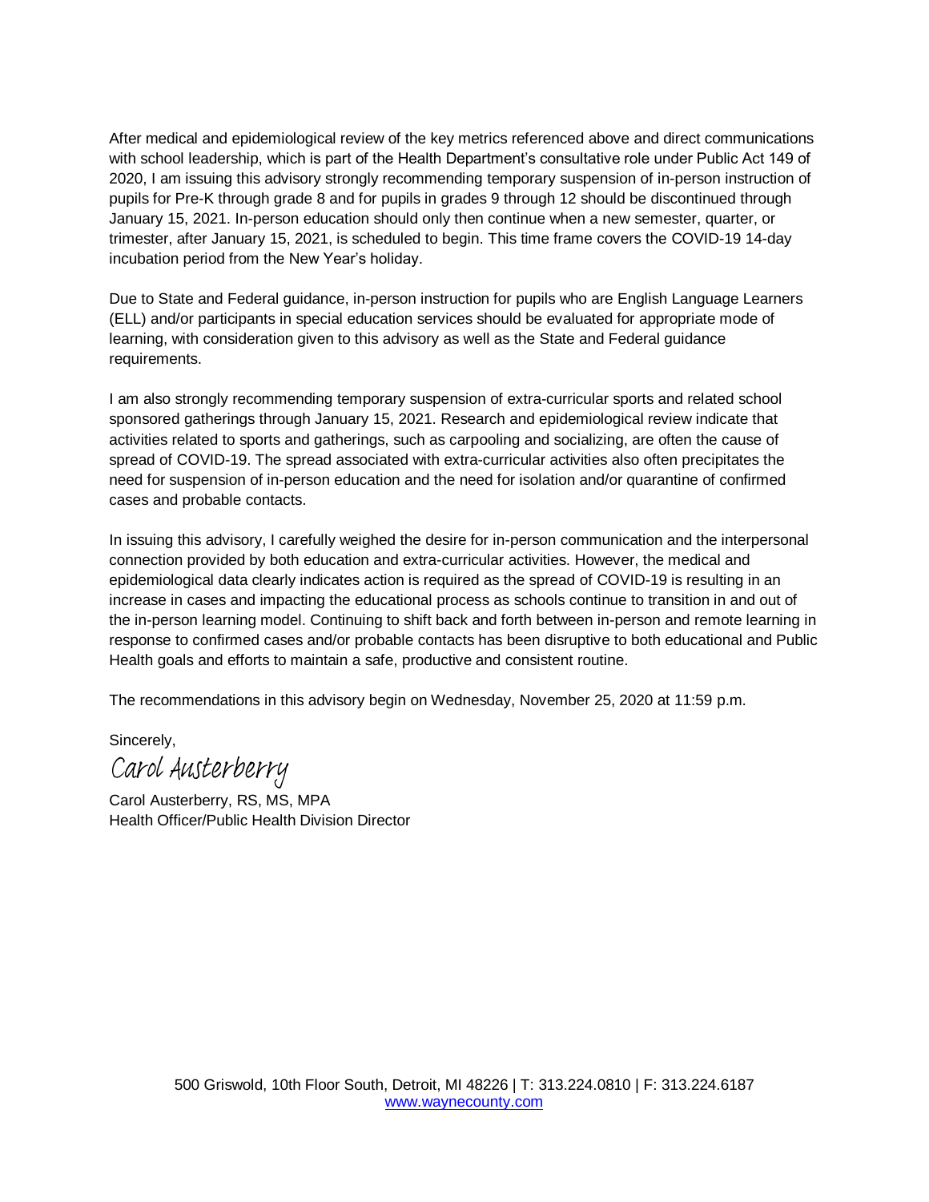After medical and epidemiological review of the key metrics referenced above and direct communications with school leadership, which is part of the Health Department's consultative role under Public Act 149 of 2020, I am issuing this advisory strongly recommending temporary suspension of in-person instruction of pupils for Pre-K through grade 8 and for pupils in grades 9 through 12 should be discontinued through January 15, 2021. In-person education should only then continue when a new semester, quarter, or trimester, after January 15, 2021, is scheduled to begin. This time frame covers the COVID-19 14-day incubation period from the New Year's holiday.

Due to State and Federal guidance, in-person instruction for pupils who are English Language Learners (ELL) and/or participants in special education services should be evaluated for appropriate mode of learning, with consideration given to this advisory as well as the State and Federal guidance requirements.

I am also strongly recommending temporary suspension of extra-curricular sports and related school sponsored gatherings through January 15, 2021. Research and epidemiological review indicate that activities related to sports and gatherings, such as carpooling and socializing, are often the cause of spread of COVID-19. The spread associated with extra-curricular activities also often precipitates the need for suspension of in-person education and the need for isolation and/or quarantine of confirmed cases and probable contacts.

In issuing this advisory, I carefully weighed the desire for in-person communication and the interpersonal connection provided by both education and extra-curricular activities. However, the medical and epidemiological data clearly indicates action is required as the spread of COVID-19 is resulting in an increase in cases and impacting the educational process as schools continue to transition in and out of the in-person learning model. Continuing to shift back and forth between in-person and remote learning in response to confirmed cases and/or probable contacts has been disruptive to both educational and Public Health goals and efforts to maintain a safe, productive and consistent routine.

The recommendations in this advisory begin on Wednesday, November 25, 2020 at 11:59 p.m.

Sincerely,

Carol Austerberry

Carol Austerberry, RS, MS, MPA
Health Officer/Public Health Division Director

500 Griswold, 10th Floor South, Detroit, MI 48226 | T: 313.224.0810 | F: 313.224.6187
www.waynecounty.com